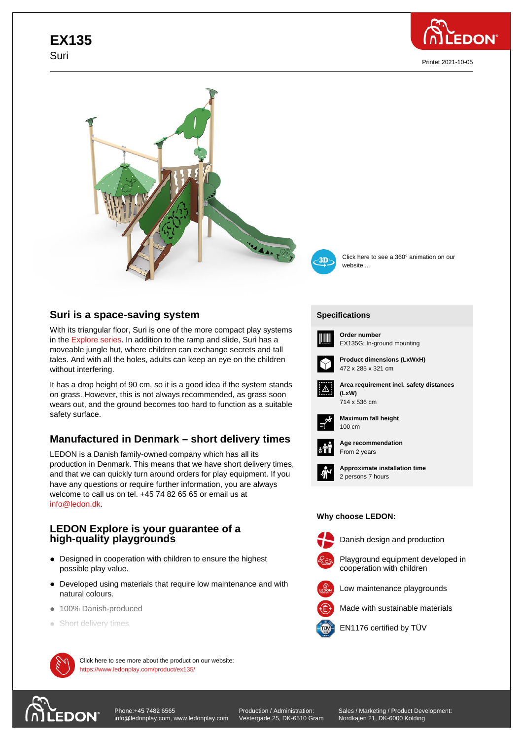# EX135

Suri

Printet 2021-10-05

Click here to see a 360° animation on our website ...

## Suri is a space-saving system

With its triangular floor, Suri is one of the more compact play systems in the Explore series. In addition to the ramp and slide, Suri has a moveable jungle hut, where children can exchange secrets and tall tales. And with all the holes, adults can keep an eye on the children without interfering.

It has a drop height of 90 cm, so it is a good idea if the system stands on grass. However, this is not always recommended, as grass soon wears out, and the ground becomes too hard to function as a suitable safety surface.

## Manufactured in Denmark – short delivery times

LEDON is a Danish family-owned company which has all its production in Denmark. This means that we have short delivery times, and that we can quickly turn around orders for play equipment. If you have any questions or require further information, you are always welcome to call us on tel. +45 74 82 65 65 or email us at info@ledon.dk.

## LEDON Explore is your guarantee of a high-quality playgrounds

- Designed in cooperation with children to ensure the highest possible play value.
- Developed using materials that require low maintenance and with natural colours.
- 100% Danish-produced
- Short delivery times

## Specifications

**Order number**
EX135G: In-ground mounting

**Product dimensions (LxWxH)**
472 x 285 x 321 cm

**Area requirement incl. safety distances (LxW)**
714 x 536 cm

**Maximum fall height**
100 cm

**Age recommendation**
From 2 years

**Approximate installation time**
2 persons 7 hours

### Why choose LEDON:

- Danish design and production
- Playground equipment developed in cooperation with children
- Low maintenance playgrounds
- Made with sustainable materials
- EN1176 certified by TÜV

Click here to see more about the product on our website:
https://www.ledonplay.com/product/ex135/

Phone:+45 7482 6565
info@ledonplay.com, www.ledonplay.com

Production / Administration:
Vestergade 25, DK-6510 Gram

Sales / Marketing / Product Development:
Nordkajen 21, DK-6000 Kolding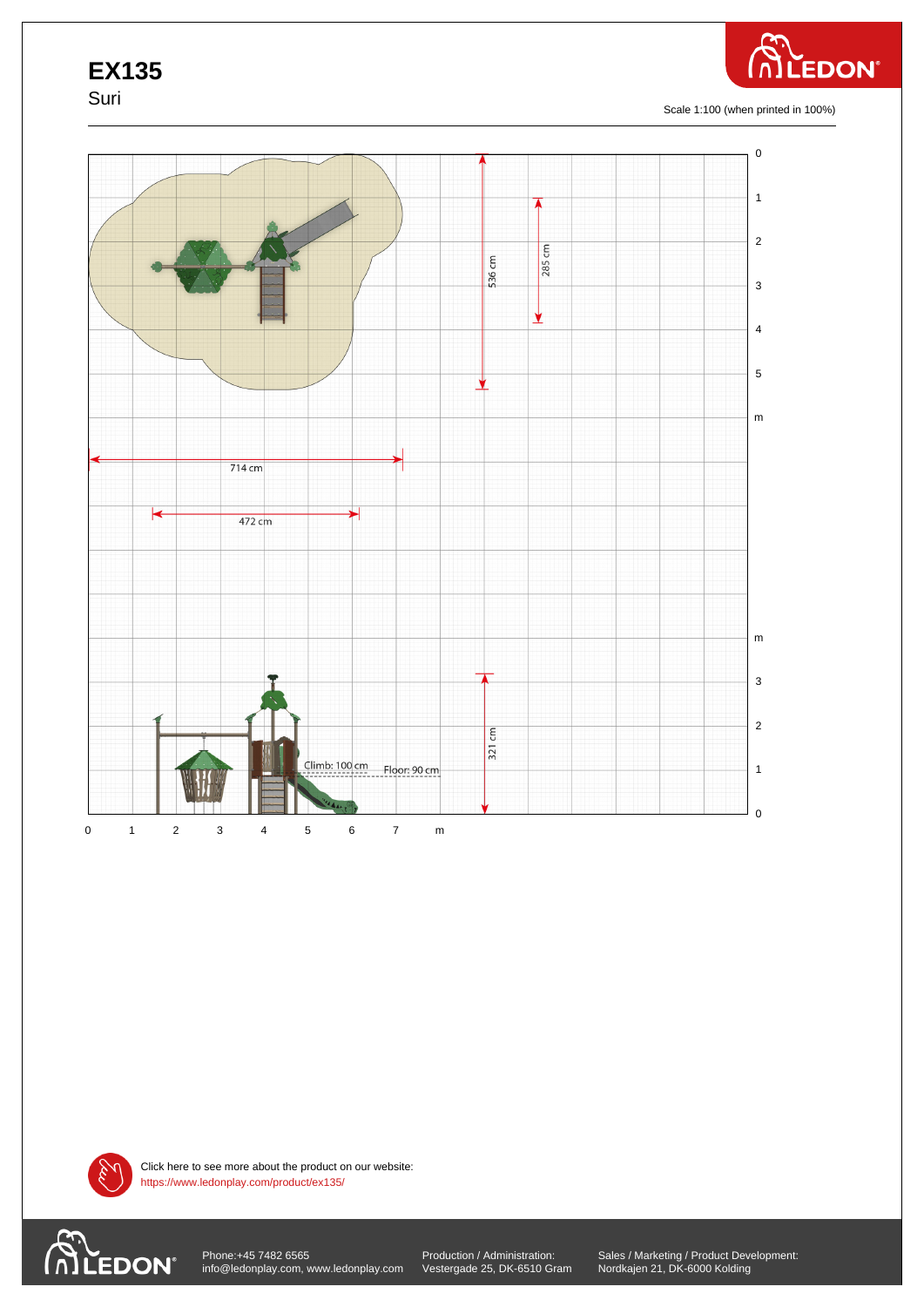# EX135

Suri

Scale 1:100 (when printed in 100%)

536 cm

285 cm

714 cm

472 cm

321 cm

Climb: 100 cm

Floor: 90 cm

0 1 2 3 4 5 m

m 3 2 1 0

0 1 2 3 4 5 6 7 m

Click here to see more about the product on our website:
https://www.ledonplay.com/product/ex135/

Phone:+45 7482 6565
info@ledonplay.com, www.ledonplay.com

Production / Administration:
Vestergade 25, DK-6510 Gram

Sales / Marketing / Product Development:
Nordkajen 21, DK-6000 Kolding